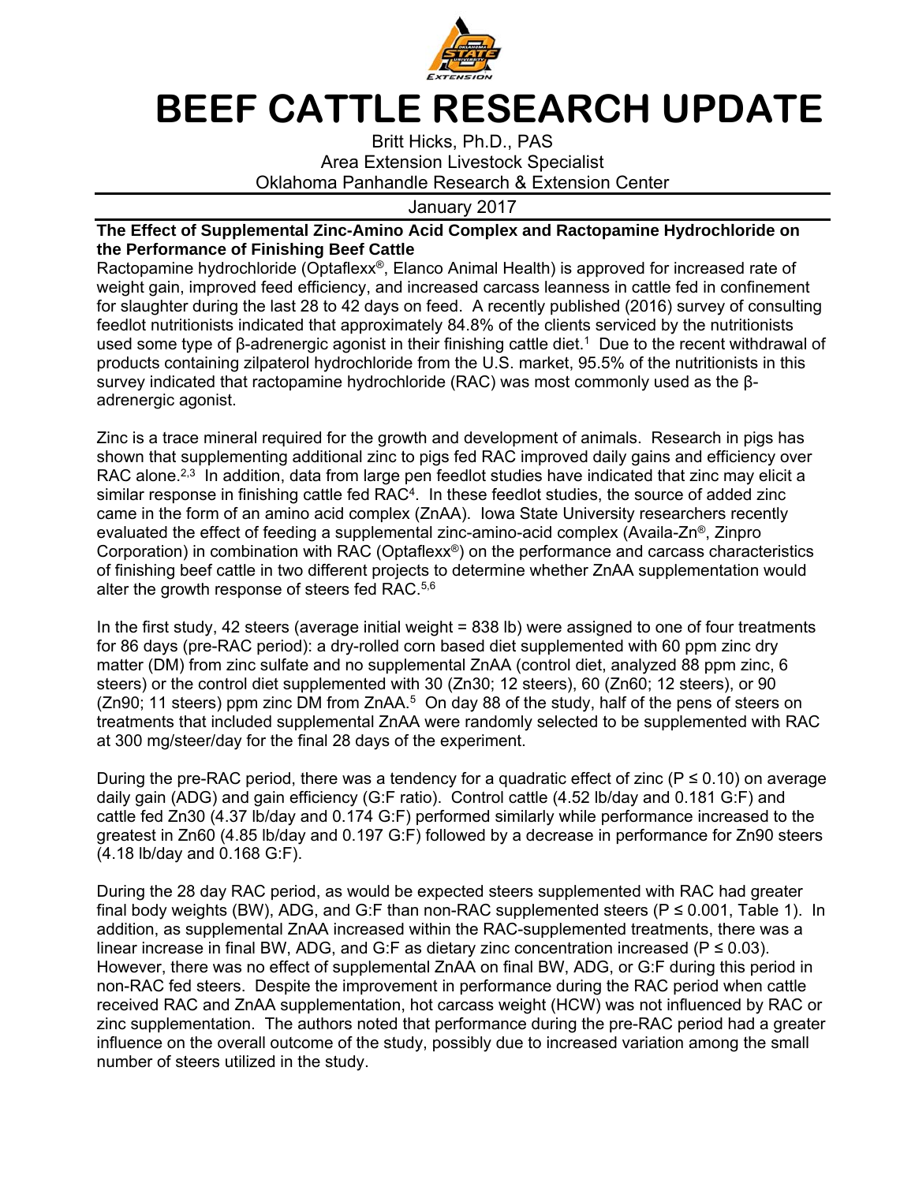# BEEF CATTLE RESEARCH UPDATE

Britt Hicks, Ph.D., PAS
Area Extension Livestock Specialist
Oklahoma Panhandle Research & Extension Center

January 2017

**The Effect of Supplemental Zinc-Amino Acid Complex and Ractopamine Hydrochloride on the Performance of Finishing Beef Cattle**

Ractopamine hydrochloride (Optaflexx®, Elanco Animal Health) is approved for increased rate of weight gain, improved feed efficiency, and increased carcass leanness in cattle fed in confinement for slaughter during the last 28 to 42 days on feed. A recently published (2016) survey of consulting feedlot nutritionists indicated that approximately 84.8% of the clients serviced by the nutritionists used some type of β-adrenergic agonist in their finishing cattle diet.[1] Due to the recent withdrawal of products containing zilpaterol hydrochloride from the U.S. market, 95.5% of the nutritionists in this survey indicated that ractopamine hydrochloride (RAC) was most commonly used as the β-adrenergic agonist.

Zinc is a trace mineral required for the growth and development of animals. Research in pigs has shown that supplementing additional zinc to pigs fed RAC improved daily gains and efficiency over RAC alone.[2,3] In addition, data from large pen feedlot studies have indicated that zinc may elicit a similar response in finishing cattle fed RAC[4]. In these feedlot studies, the source of added zinc came in the form of an amino acid complex (ZnAA). Iowa State University researchers recently evaluated the effect of feeding a supplemental zinc-amino-acid complex (Availa-Zn®, Zinpro Corporation) in combination with RAC (Optaflexx®) on the performance and carcass characteristics of finishing beef cattle in two different projects to determine whether ZnAA supplementation would alter the growth response of steers fed RAC.[5,6]

In the first study, 42 steers (average initial weight = 838 lb) were assigned to one of four treatments for 86 days (pre-RAC period): a dry-rolled corn based diet supplemented with 60 ppm zinc dry matter (DM) from zinc sulfate and no supplemental ZnAA (control diet, analyzed 88 ppm zinc, 6 steers) or the control diet supplemented with 30 (Zn30; 12 steers), 60 (Zn60; 12 steers), or 90 (Zn90; 11 steers) ppm zinc DM from ZnAA.[5] On day 88 of the study, half of the pens of steers on treatments that included supplemental ZnAA were randomly selected to be supplemented with RAC at 300 mg/steer/day for the final 28 days of the experiment.

During the pre-RAC period, there was a tendency for a quadratic effect of zinc ($P \leq 0.10$) on average daily gain (ADG) and gain efficiency (G:F ratio). Control cattle (4.52 lb/day and 0.181 G:F) and cattle fed Zn30 (4.37 lb/day and 0.174 G:F) performed similarly while performance increased to the greatest in Zn60 (4.85 lb/day and 0.197 G:F) followed by a decrease in performance for Zn90 steers (4.18 lb/day and 0.168 G:F).

During the 28 day RAC period, as would be expected steers supplemented with RAC had greater final body weights (BW), ADG, and G:F than non-RAC supplemented steers ($P \leq 0.001$, Table 1). In addition, as supplemental ZnAA increased within the RAC-supplemented treatments, there was a linear increase in final BW, ADG, and G:F as dietary zinc concentration increased ($P \leq 0.03$). However, there was no effect of supplemental ZnAA on final BW, ADG, or G:F during this period in non-RAC fed steers. Despite the improvement in performance during the RAC period when cattle received RAC and ZnAA supplementation, hot carcass weight (HCW) was not influenced by RAC or zinc supplementation. The authors noted that performance during the pre-RAC period had a greater influence on the overall outcome of the study, possibly due to increased variation among the small number of steers utilized in the study.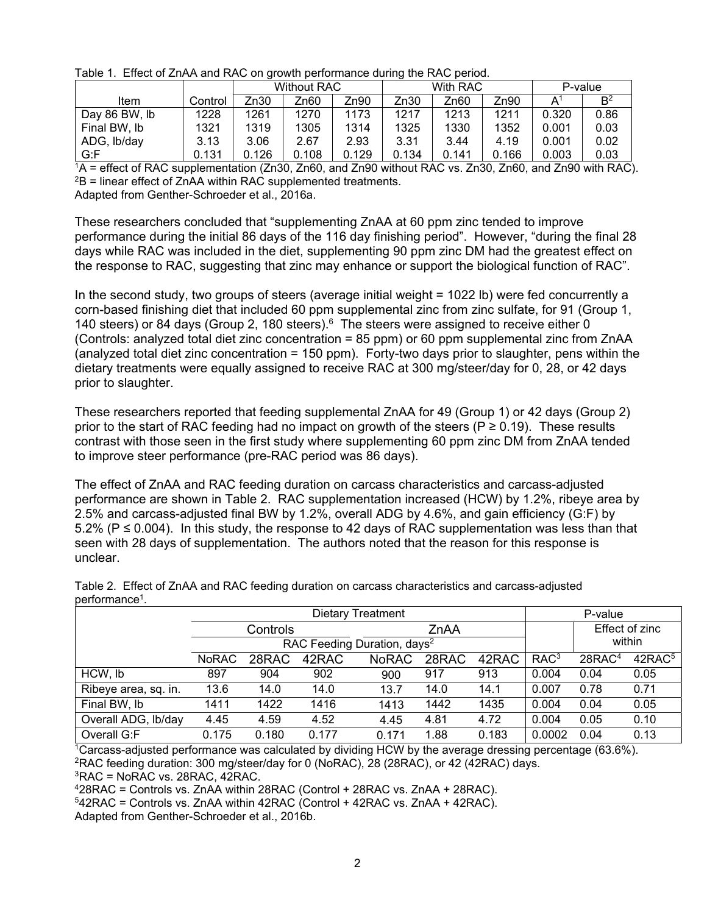Table 1. Effect of ZnAA and RAC on growth performance during the RAC period.

| | | Without RAC | | | With RAC | | | P-value | |
|---|---|---|---|---|---|---|---|---|---|
| Item | Control | Zn30 | Zn60 | Zn90 | Zn30 | Zn60 | Zn90 | A[1] | B[2] |
| Day 86 BW, lb | 1228 | 1261 | 1270 | 1173 | 1217 | 1213 | 1211 | 0.320 | 0.86 |
| Final BW, lb | 1321 | 1319 | 1305 | 1314 | 1325 | 1330 | 1352 | 0.001 | 0.03 |
| ADG, lb/day | 3.13 | 3.06 | 2.67 | 2.93 | 3.31 | 3.44 | 4.19 | 0.001 | 0.02 |
| G:F | 0.131 | 0.126 | 0.108 | 0.129 | 0.134 | 0.141 | 0.166 | 0.003 | 0.03 |

[1]A = effect of RAC supplementation (Zn30, Zn60, and Zn90 without RAC vs. Zn30, Zn60, and Zn90 with RAC).
[2]B = linear effect of ZnAA within RAC supplemented treatments.
Adapted from Genther-Schroeder et al., 2016a.

These researchers concluded that "supplementing ZnAA at 60 ppm zinc tended to improve performance during the initial 86 days of the 116 day finishing period". However, "during the final 28 days while RAC was included in the diet, supplementing 90 ppm zinc DM had the greatest effect on the response to RAC, suggesting that zinc may enhance or support the biological function of RAC".

In the second study, two groups of steers (average initial weight = 1022 lb) were fed concurrently a corn-based finishing diet that included 60 ppm supplemental zinc from zinc sulfate, for 91 (Group 1, 140 steers) or 84 days (Group 2, 180 steers).[6] The steers were assigned to receive either 0 (Controls: analyzed total diet zinc concentration = 85 ppm) or 60 ppm supplemental zinc from ZnAA (analyzed total diet zinc concentration = 150 ppm). Forty-two days prior to slaughter, pens within the dietary treatments were equally assigned to receive RAC at 300 mg/steer/day for 0, 28, or 42 days prior to slaughter.

These researchers reported that feeding supplemental ZnAA for 49 (Group 1) or 42 days (Group 2) prior to the start of RAC feeding had no impact on growth of the steers ($P \geq 0.19$). These results contrast with those seen in the first study where supplementing 60 ppm zinc DM from ZnAA tended to improve steer performance (pre-RAC period was 86 days).

The effect of ZnAA and RAC feeding duration on carcass characteristics and carcass-adjusted performance are shown in Table 2. RAC supplementation increased (HCW) by 1.2%, ribeye area by 2.5% and carcass-adjusted final BW by 1.2%, overall ADG by 4.6%, and gain efficiency (G:F) by 5.2% ($P \leq 0.004$). In this study, the response to 42 days of RAC supplementation was less than that seen with 28 days of supplementation. The authors noted that the reason for this response is unclear.

Table 2. Effect of ZnAA and RAC feeding duration on carcass characteristics and carcass-adjusted performance[1].

| | Dietary Treatment | | | | | | P-value | | |
|---|---|---|---|---|---|---|---|---|---|
| | Controls | | | ZnAA | | | | Effect of zinc within | |
| | RAC Feeding Duration, days[2] | | | | | | | | |
| | NoRAC | 28RAC | 42RAC | NoRAC | 28RAC | 42RAC | RAC[3] | 28RAC[4] | 42RAC[5] |
| HCW, lb | 897 | 904 | 902 | 900 | 917 | 913 | 0.004 | 0.04 | 0.05 |
| Ribeye area, sq. in. | 13.6 | 14.0 | 14.0 | 13.7 | 14.0 | 14.1 | 0.007 | 0.78 | 0.71 |
| Final BW, lb | 1411 | 1422 | 1416 | 1413 | 1442 | 1435 | 0.004 | 0.04 | 0.05 |
| Overall ADG, lb/day | 4.45 | 4.59 | 4.52 | 4.45 | 4.81 | 4.72 | 0.004 | 0.05 | 0.10 |
| Overall G:F | 0.175 | 0.180 | 0.177 | 0.171 | 1.88 | 0.183 | 0.0002 | 0.04 | 0.13 |

[1]Carcass-adjusted performance was calculated by dividing HCW by the average dressing percentage (63.6%).
[2]RAC feeding duration: 300 mg/steer/day for 0 (NoRAC), 28 (28RAC), or 42 (42RAC) days.
[3]RAC = NoRAC vs. 28RAC, 42RAC.
[4]28RAC = Controls vs. ZnAA within 28RAC (Control + 28RAC vs. ZnAA + 28RAC).
[5]42RAC = Controls vs. ZnAA within 42RAC (Control + 42RAC vs. ZnAA + 42RAC).
Adapted from Genther-Schroeder et al., 2016b.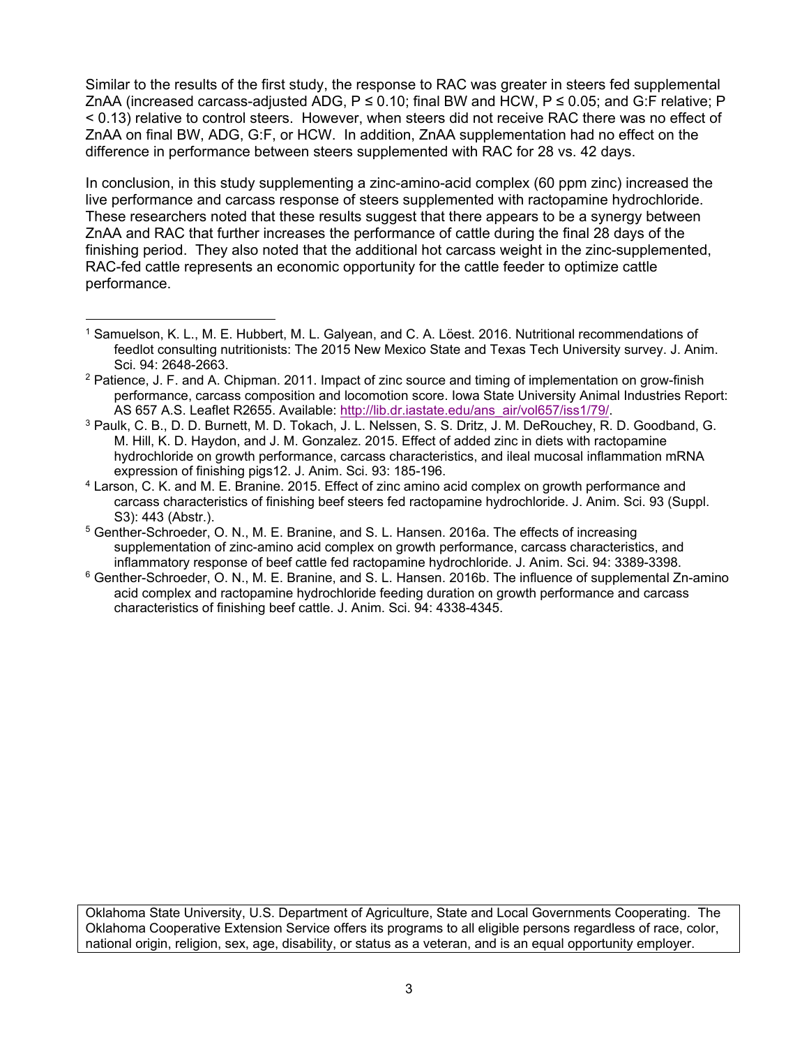Similar to the results of the first study, the response to RAC was greater in steers fed supplemental ZnAA (increased carcass-adjusted ADG, $P \leq 0.10$; final BW and HCW, $P \leq 0.05$; and G:F relative; $P < 0.13$) relative to control steers. However, when steers did not receive RAC there was no effect of ZnAA on final BW, ADG, G:F, or HCW. In addition, ZnAA supplementation had no effect on the difference in performance between steers supplemented with RAC for 28 vs. 42 days.

In conclusion, in this study supplementing a zinc-amino-acid complex (60 ppm zinc) increased the live performance and carcass response of steers supplemented with ractopamine hydrochloride. These researchers noted that these results suggest that there appears to be a synergy between ZnAA and RAC that further increases the performance of cattle during the final 28 days of the finishing period. They also noted that the additional hot carcass weight in the zinc-supplemented, RAC-fed cattle represents an economic opportunity for the cattle feeder to optimize cattle performance.

---

[1] Samuelson, K. L., M. E. Hubbert, M. L. Galyean, and C. A. Löest. 2016. Nutritional recommendations of feedlot consulting nutritionists: The 2015 New Mexico State and Texas Tech University survey. J. Anim. Sci. 94: 2648-2663.

[2] Patience, J. F. and A. Chipman. 2011. Impact of zinc source and timing of implementation on grow-finish performance, carcass composition and locomotion score. Iowa State University Animal Industries Report: AS 657 A.S. Leaflet R2655. Available: http://lib.dr.iastate.edu/ans_air/vol657/iss1/79/.

[3] Paulk, C. B., D. D. Burnett, M. D. Tokach, J. L. Nelssen, S. S. Dritz, J. M. DeRouchey, R. D. Goodband, G. M. Hill, K. D. Haydon, and J. M. Gonzalez. 2015. Effect of added zinc in diets with ractopamine hydrochloride on growth performance, carcass characteristics, and ileal mucosal inflammation mRNA expression of finishing pigs12. J. Anim. Sci. 93: 185-196.

[4] Larson, C. K. and M. E. Branine. 2015. Effect of zinc amino acid complex on growth performance and carcass characteristics of finishing beef steers fed ractopamine hydrochloride. J. Anim. Sci. 93 (Suppl. S3): 443 (Abstr.).

[5] Genther-Schroeder, O. N., M. E. Branine, and S. L. Hansen. 2016a. The effects of increasing supplementation of zinc-amino acid complex on growth performance, carcass characteristics, and inflammatory response of beef cattle fed ractopamine hydrochloride. J. Anim. Sci. 94: 3389-3398.

[6] Genther-Schroeder, O. N., M. E. Branine, and S. L. Hansen. 2016b. The influence of supplemental Zn-amino acid complex and ractopamine hydrochloride feeding duration on growth performance and carcass characteristics of finishing beef cattle. J. Anim. Sci. 94: 4338-4345.

Oklahoma State University, U.S. Department of Agriculture, State and Local Governments Cooperating. The Oklahoma Cooperative Extension Service offers its programs to all eligible persons regardless of race, color, national origin, religion, sex, age, disability, or status as a veteran, and is an equal opportunity employer.